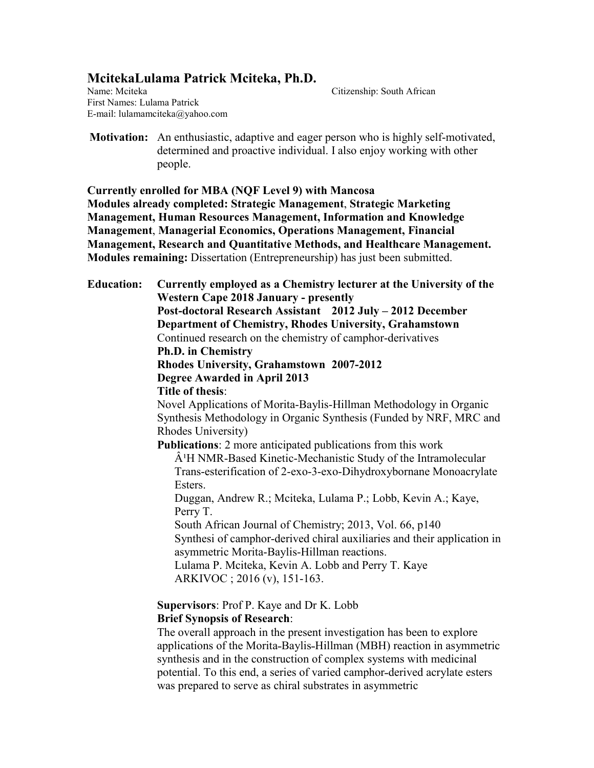# McitekaLulama Patrick Mciteka, Ph.D.

Name: Mciteka    Citizenship: South African
First Names: Lulama Patrick
E-mail: lulamamciteka@yahoo.com

**Motivation:** An enthusiastic, adaptive and eager person who is highly self-motivated, determined and proactive individual. I also enjoy working with other people.

**Currently enrolled for MBA (NQF Level 9) with Mancosa**
**Modules already completed: Strategic Management, Strategic Marketing Management, Human Resources Management, Information and Knowledge Management, Managerial Economics, Operations Management, Financial Management, Research and Quantitative Methods, and Healthcare Management.**
**Modules remaining:** Dissertation (Entrepreneurship) has just been submitted.

**Education:** **Currently employed as a Chemistry lecturer at the University of the Western Cape 2018 January - presently**
**Post-doctoral Research Assistant 2012 July – 2012 December**
**Department of Chemistry, Rhodes University, Grahamstown**
Continued research on the chemistry of camphor-derivatives
**Ph.D. in Chemistry**
**Rhodes University, Grahamstown 2007-2012**
**Degree Awarded in April 2013**
**Title of thesis**:
Novel Applications of Morita-Baylis-Hillman Methodology in Organic Synthesis Methodology in Organic Synthesis (Funded by NRF, MRC and Rhodes University)
**Publications**: 2 more anticipated publications from this work

Â¹H NMR-Based Kinetic-Mechanistic Study of the Intramolecular Trans-esterification of 2-exo-3-exo-Dihydroxybornane Monoacrylate Esters.
Duggan, Andrew R.; Mciteka, Lulama P.; Lobb, Kevin A.; Kaye, Perry T.
South African Journal of Chemistry; 2013, Vol. 66, p140

Synthesi of camphor-derived chiral auxiliaries and their application in asymmetric Morita-Baylis-Hillman reactions.
Lulama P. Mciteka, Kevin A. Lobb and Perry T. Kaye
ARKIVOC ; 2016 (v), 151-163.

**Supervisors**: Prof P. Kaye and Dr K. Lobb
**Brief Synopsis of Research**:
The overall approach in the present investigation has been to explore applications of the Morita-Baylis-Hillman (MBH) reaction in asymmetric synthesis and in the construction of complex systems with medicinal potential. To this end, a series of varied camphor-derived acrylate esters was prepared to serve as chiral substrates in asymmetric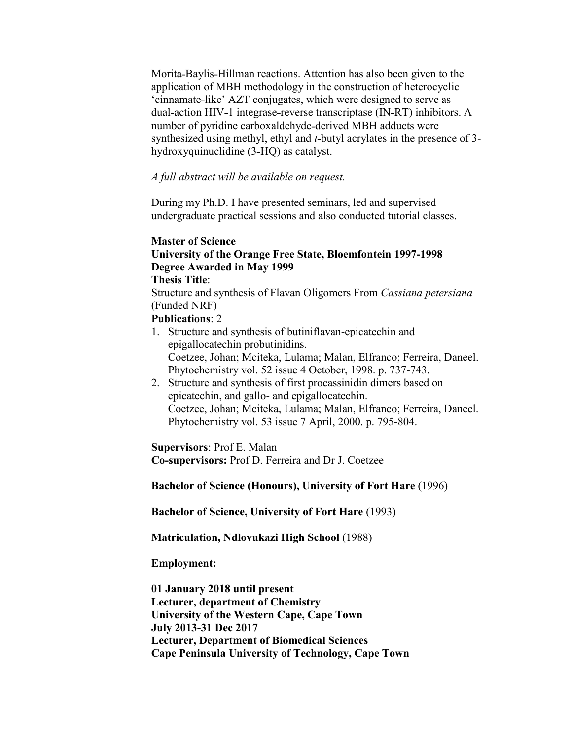Morita-Baylis-Hillman reactions. Attention has also been given to the application of MBH methodology in the construction of heterocyclic 'cinnamate-like' AZT conjugates, which were designed to serve as dual-action HIV-1 integrase-reverse transcriptase (IN-RT) inhibitors. A number of pyridine carboxaldehyde-derived MBH adducts were synthesized using methyl, ethyl and *t*-butyl acrylates in the presence of 3-hydroxyquinuclidine (3-HQ) as catalyst.

*A full abstract will be available on request.*

During my Ph.D. I have presented seminars, led and supervised undergraduate practical sessions and also conducted tutorial classes.

**Master of Science**
**University of the Orange Free State, Bloemfontein 1997-1998**
**Degree Awarded in May 1999**
**Thesis Title**:
Structure and synthesis of Flavan Oligomers From *Cassiana petersiana* (Funded NRF)
**Publications**: 2

1. Structure and synthesis of butiniflavan-epicatechin and epigallocatechin probutinidins.
   Coetzee, Johan; Mciteka, Lulama; Malan, Elfranco; Ferreira, Daneel. Phytochemistry vol. 52 issue 4 October, 1998. p. 737-743.
2. Structure and synthesis of first procassinidin dimers based on epicatechin, and gallo- and epigallocatechin.
   Coetzee, Johan; Mciteka, Lulama; Malan, Elfranco; Ferreira, Daneel. Phytochemistry vol. 53 issue 7 April, 2000. p. 795-804.

**Supervisors**: Prof E. Malan
**Co-supervisors:** Prof D. Ferreira and Dr J. Coetzee

**Bachelor of Science (Honours), University of Fort Hare** (1996)

**Bachelor of Science, University of Fort Hare** (1993)

**Matriculation, Ndlovukazi High School** (1988)

**Employment:**

**01 January 2018 until present**
**Lecturer, department of Chemistry**
**University of the Western Cape, Cape Town**
**July 2013-31 Dec 2017**
**Lecturer, Department of Biomedical Sciences**
**Cape Peninsula University of Technology, Cape Town**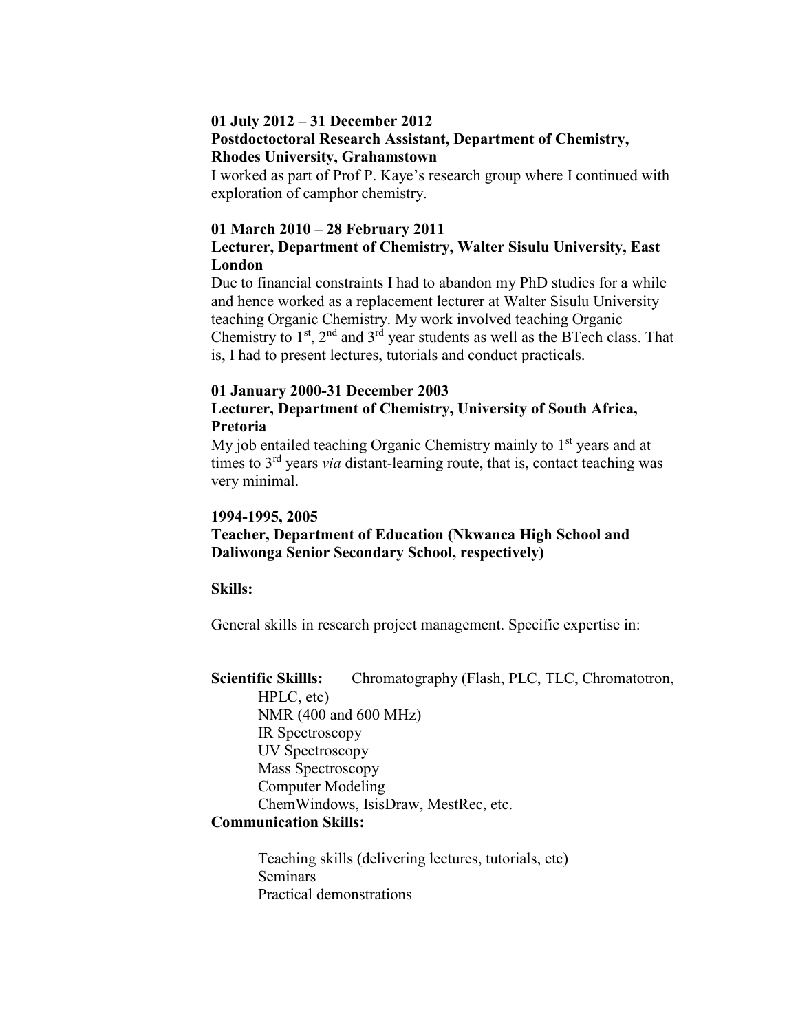**01 July 2012 – 31 December 2012**
**Postdoctoctoral Research Assistant, Department of Chemistry, Rhodes University, Grahamstown**

I worked as part of Prof P. Kaye's research group where I continued with exploration of camphor chemistry.

**01 March 2010 – 28 February 2011**
**Lecturer, Department of Chemistry, Walter Sisulu University, East London**

Due to financial constraints I had to abandon my PhD studies for a while and hence worked as a replacement lecturer at Walter Sisulu University teaching Organic Chemistry. My work involved teaching Organic Chemistry to 1st, 2nd and 3rd year students as well as the BTech class. That is, I had to present lectures, tutorials and conduct practicals.

**01 January 2000-31 December 2003**
**Lecturer, Department of Chemistry, University of South Africa, Pretoria**

My job entailed teaching Organic Chemistry mainly to 1st years and at times to 3rd years *via* distant-learning route, that is, contact teaching was very minimal.

**1994-1995, 2005**
**Teacher, Department of Education (Nkwanca High School and Daliwonga Senior Secondary School, respectively)**

**Skills:**

General skills in research project management. Specific expertise in:

**Scientific Skillls:** Chromatography (Flash, PLC, TLC, Chromatotron, HPLC, etc)
NMR (400 and 600 MHz)
IR Spectroscopy
UV Spectroscopy
Mass Spectroscopy
Computer Modeling
ChemWindows, IsisDraw, MestRec, etc.

**Communication Skills:**

Teaching skills (delivering lectures, tutorials, etc)
Seminars
Practical demonstrations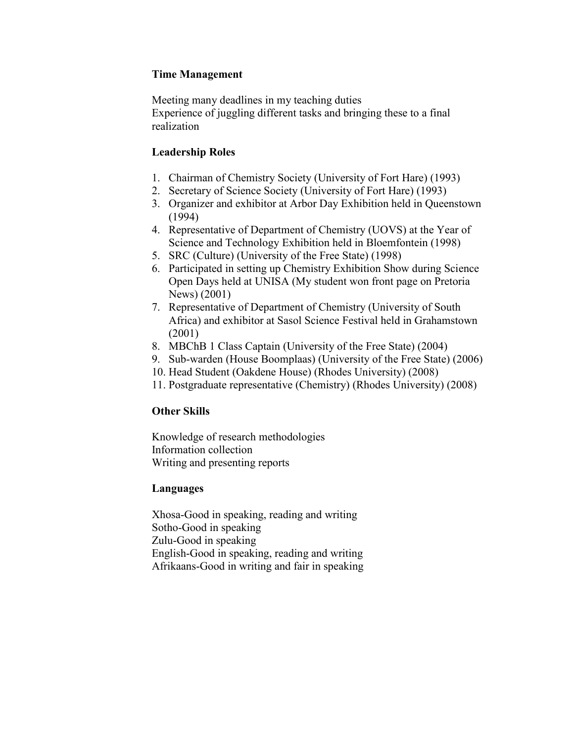**Time Management**

Meeting many deadlines in my teaching duties
Experience of juggling different tasks and bringing these to a final realization

**Leadership Roles**

1. Chairman of Chemistry Society (University of Fort Hare) (1993)
2. Secretary of Science Society (University of Fort Hare) (1993)
3. Organizer and exhibitor at Arbor Day Exhibition held in Queenstown (1994)
4. Representative of Department of Chemistry (UOVS) at the Year of Science and Technology Exhibition held in Bloemfontein (1998)
5. SRC (Culture) (University of the Free State) (1998)
6. Participated in setting up Chemistry Exhibition Show during Science Open Days held at UNISA (My student won front page on Pretoria News) (2001)
7. Representative of Department of Chemistry (University of South Africa) and exhibitor at Sasol Science Festival held in Grahamstown (2001)
8. MBChB 1 Class Captain (University of the Free State) (2004)
9. Sub-warden (House Boomplaas) (University of the Free State) (2006)
10. Head Student (Oakdene House) (Rhodes University) (2008)
11. Postgraduate representative (Chemistry) (Rhodes University) (2008)

**Other Skills**

Knowledge of research methodologies
Information collection
Writing and presenting reports

**Languages**

Xhosa-Good in speaking, reading and writing
Sotho-Good in speaking
Zulu-Good in speaking
English-Good in speaking, reading and writing
Afrikaans-Good in writing and fair in speaking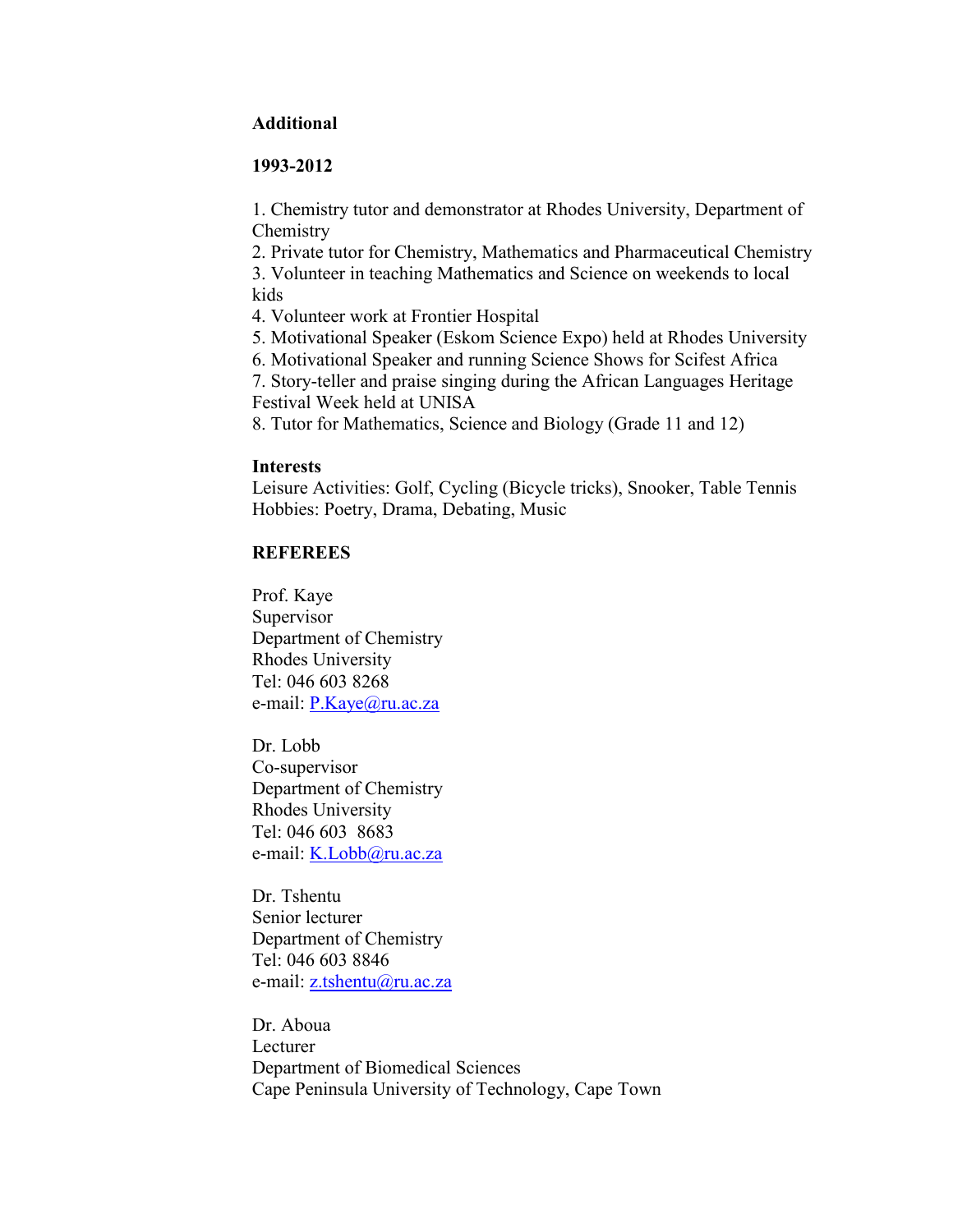**Additional**

**1993-2012**

1. Chemistry tutor and demonstrator at Rhodes University, Department of Chemistry
2. Private tutor for Chemistry, Mathematics and Pharmaceutical Chemistry
3. Volunteer in teaching Mathematics and Science on weekends to local kids
4. Volunteer work at Frontier Hospital
5. Motivational Speaker (Eskom Science Expo) held at Rhodes University
6. Motivational Speaker and running Science Shows for Scifest Africa
7. Story-teller and praise singing during the African Languages Heritage Festival Week held at UNISA
8. Tutor for Mathematics, Science and Biology (Grade 11 and 12)

**Interests**
Leisure Activities: Golf, Cycling (Bicycle tricks), Snooker, Table Tennis
Hobbies: Poetry, Drama, Debating, Music

**REFEREES**

Prof. Kaye
Supervisor
Department of Chemistry
Rhodes University
Tel: 046 603 8268
e-mail: P.Kaye@ru.ac.za

Dr. Lobb
Co-supervisor
Department of Chemistry
Rhodes University
Tel: 046 603 8683
e-mail: K.Lobb@ru.ac.za

Dr. Tshentu
Senior lecturer
Department of Chemistry
Tel: 046 603 8846
e-mail: z.tshentu@ru.ac.za

Dr. Aboua
Lecturer
Department of Biomedical Sciences
Cape Peninsula University of Technology, Cape Town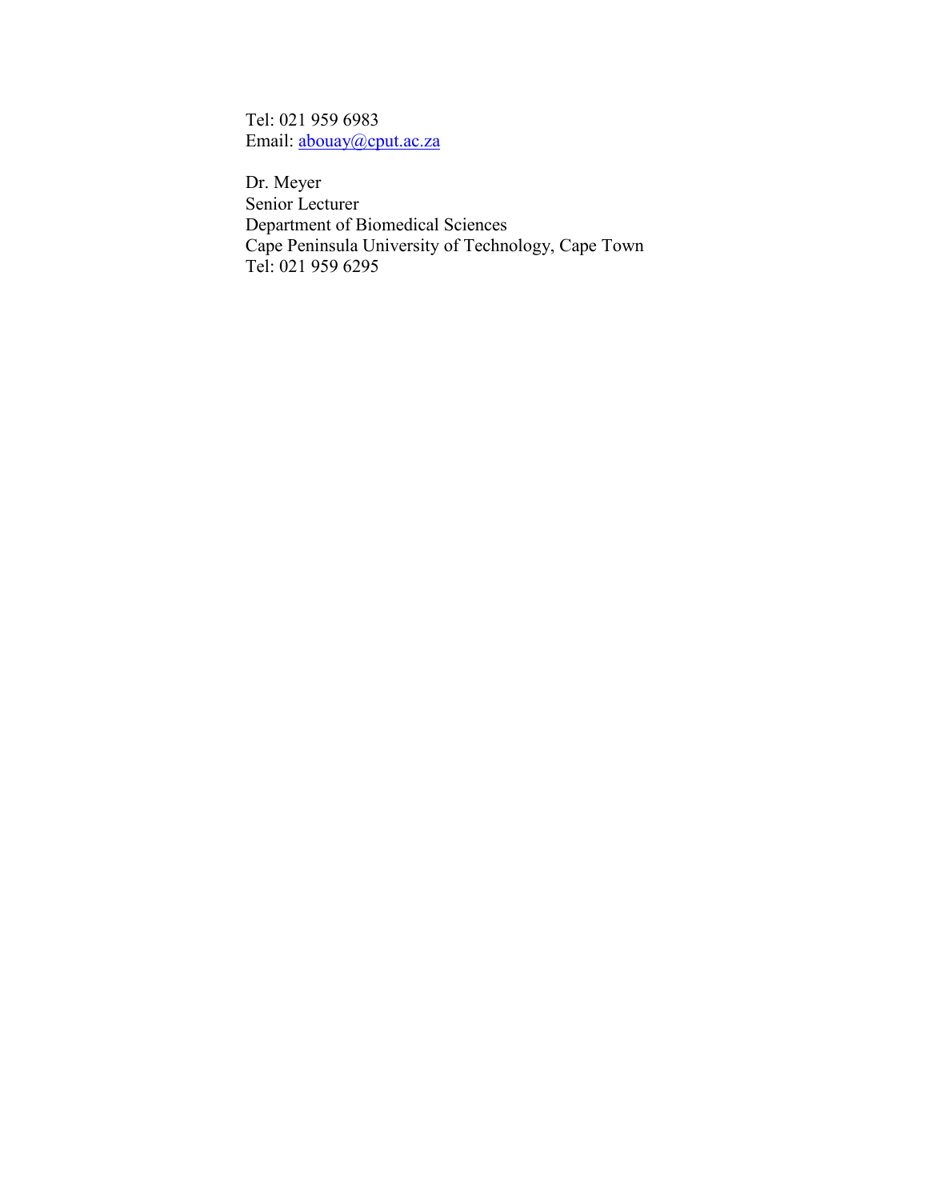Tel: 021 959 6983
Email: abouay@cput.ac.za

Dr. Meyer
Senior Lecturer
Department of Biomedical Sciences
Cape Peninsula University of Technology, Cape Town
Tel: 021 959 6295